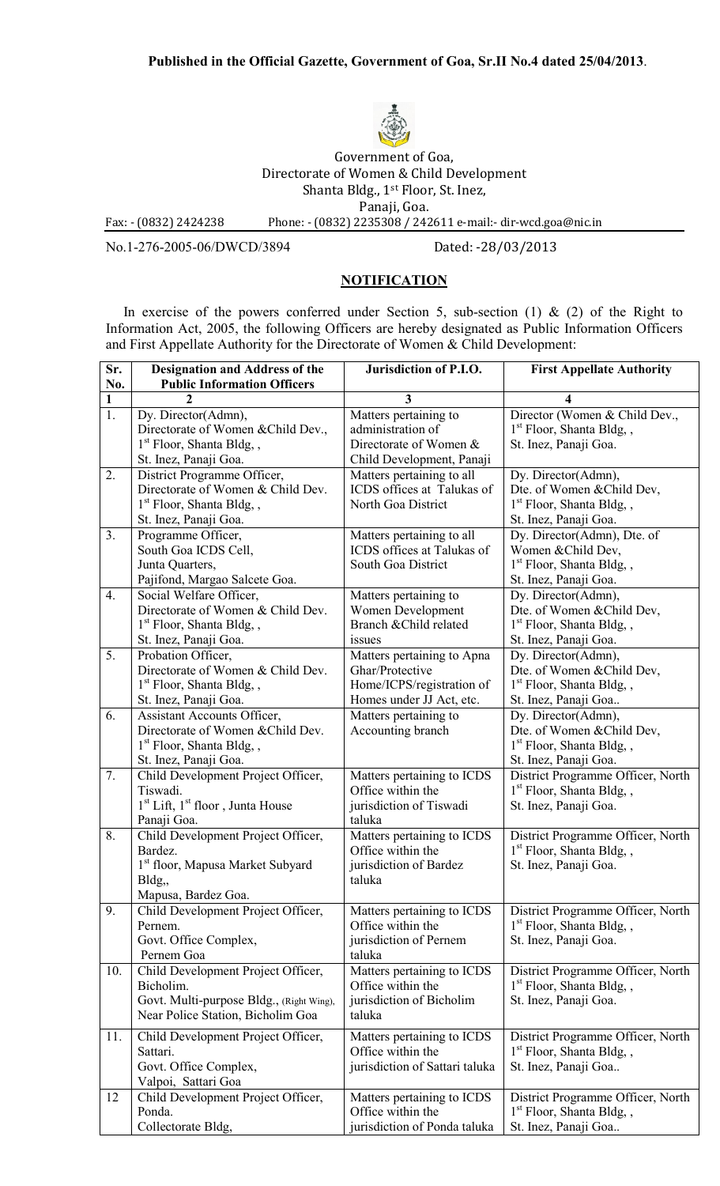**Published in the Official Gazette, Government of Goa, Sr.II No.4 dated 25/04/2013**.

Government of Goa,
Directorate of Women & Child Development
Shanta Bldg., 1st Floor, St. Inez,
Panaji, Goa.

Fax: - (0832) 2424238 Phone: - (0832) 2235308 / 242611 e-mail:- dir-wcd.goa@nic.in

No.1-276-2005-06/DWCD/3894 Dated: -28/03/2013

## NOTIFICATION

In exercise of the powers conferred under Section 5, sub-section (1) & (2) of the Right to Information Act, 2005, the following Officers are hereby designated as Public Information Officers and First Appellate Authority for the Directorate of Women & Child Development:

| Sr. No. | Designation and Address of the Public Information Officers | Jurisdiction of P.I.O. | First Appellate Authority |
|---|---|---|---|
| 1 | 2 | 3 | 4 |
| 1. | Dy. Director(Admn), Directorate of Women &Child Dev., 1st Floor, Shanta Bldg, , St. Inez, Panaji Goa. | Matters pertaining to administration of Directorate of Women & Child Development, Panaji | Director (Women & Child Dev., 1st Floor, Shanta Bldg, , St. Inez, Panaji Goa. |
| 2. | District Programme Officer, Directorate of Women & Child Dev. 1st Floor, Shanta Bldg, , St. Inez, Panaji Goa. | Matters pertaining to all ICDS offices at Talukas of North Goa District | Dy. Director(Admn), Dte. of Women &Child Dev, 1st Floor, Shanta Bldg, , St. Inez, Panaji Goa. |
| 3. | Programme Officer, South Goa ICDS Cell, Junta Quarters, Pajifond, Margao Salcete Goa. | Matters pertaining to all ICDS offices at Talukas of South Goa District | Dy. Director(Admn), Dte. of Women &Child Dev, 1st Floor, Shanta Bldg, , St. Inez, Panaji Goa. |
| 4. | Social Welfare Officer, Directorate of Women & Child Dev. 1st Floor, Shanta Bldg, , St. Inez, Panaji Goa. | Matters pertaining to Women Development Branch &Child related issues | Dy. Director(Admn), Dte. of Women &Child Dev, 1st Floor, Shanta Bldg, , St. Inez, Panaji Goa. |
| 5. | Probation Officer, Directorate of Women & Child Dev. 1st Floor, Shanta Bldg, , St. Inez, Panaji Goa. | Matters pertaining to Apna Ghar/Protective Home/ICPS/registration of Homes under JJ Act, etc. | Dy. Director(Admn), Dte. of Women &Child Dev, 1st Floor, Shanta Bldg, , St. Inez, Panaji Goa.. |
| 6. | Assistant Accounts Officer, Directorate of Women &Child Dev. 1st Floor, Shanta Bldg, , St. Inez, Panaji Goa. | Matters pertaining to Accounting branch | Dy. Director(Admn), Dte. of Women &Child Dev, 1st Floor, Shanta Bldg, , St. Inez, Panaji Goa. |
| 7. | Child Development Project Officer, Tiswadi. 1st Lift, 1st floor , Junta House Panaji Goa. | Matters pertaining to ICDS Office within the jurisdiction of Tiswadi taluka | District Programme Officer, North 1st Floor, Shanta Bldg, , St. Inez, Panaji Goa. |
| 8. | Child Development Project Officer, Bardez. 1st floor, Mapusa Market Subyard Bldg,, Mapusa, Bardez Goa. | Matters pertaining to ICDS Office within the jurisdiction of Bardez taluka | District Programme Officer, North 1st Floor, Shanta Bldg, , St. Inez, Panaji Goa. |
| 9. | Child Development Project Officer, Pernem. Govt. Office Complex, Pernem Goa | Matters pertaining to ICDS Office within the jurisdiction of Pernem taluka | District Programme Officer, North 1st Floor, Shanta Bldg, , St. Inez, Panaji Goa. |
| 10. | Child Development Project Officer, Bicholim. Govt. Multi-purpose Bldg., (Right Wing), Near Police Station, Bicholim Goa | Matters pertaining to ICDS Office within the jurisdiction of Bicholim taluka | District Programme Officer, North 1st Floor, Shanta Bldg, , St. Inez, Panaji Goa. |
| 11. | Child Development Project Officer, Sattari. Govt. Office Complex, Valpoi, Sattari Goa | Matters pertaining to ICDS Office within the jurisdiction of Sattari taluka | District Programme Officer, North 1st Floor, Shanta Bldg, , St. Inez, Panaji Goa.. |
| 12 | Child Development Project Officer, Ponda. Collectorate Bldg, | Matters pertaining to ICDS Office within the jurisdiction of Ponda taluka | District Programme Officer, North 1st Floor, Shanta Bldg, , St. Inez, Panaji Goa.. |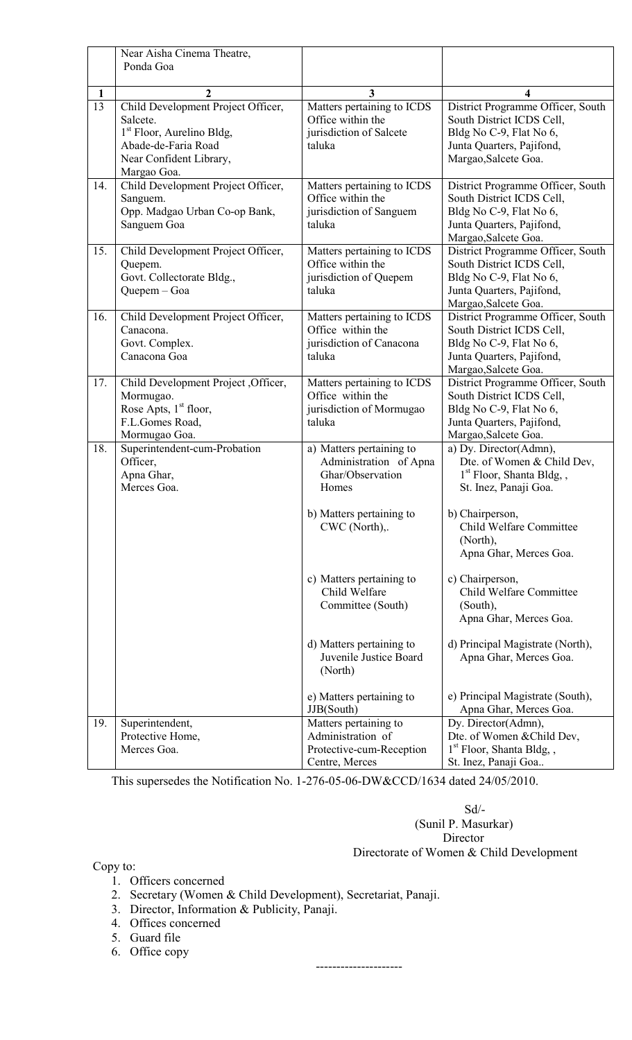| | | | |
|---|---|---|---|
| | Near Aisha Cinema Theatre, Ponda Goa | | |
| **1** | **2** | **3** | **4** |
| 13 | Child Development Project Officer, Salcete. 1st Floor, Aurelino Bldg, Abade-de-Faria Road Near Confident Library, Margao Goa. | Matters pertaining to ICDS Office within the jurisdiction of Salcete taluka | District Programme Officer, South South District ICDS Cell, Bldg No C-9, Flat No 6, Junta Quarters, Pajifond, Margao,Salcete Goa. |
| 14. | Child Development Project Officer, Sanguem. Opp. Madgao Urban Co-op Bank, Sanguem Goa | Matters pertaining to ICDS Office within the jurisdiction of Sanguem taluka | District Programme Officer, South South District ICDS Cell, Bldg No C-9, Flat No 6, Junta Quarters, Pajifond, Margao,Salcete Goa. |
| 15. | Child Development Project Officer, Quepem. Govt. Collectorate Bldg., Quepem – Goa | Matters pertaining to ICDS Office within the jurisdiction of Quepem taluka | District Programme Officer, South South District ICDS Cell, Bldg No C-9, Flat No 6, Junta Quarters, Pajifond, Margao,Salcete Goa. |
| 16. | Child Development Project Officer, Canacona. Govt. Complex. Canacona Goa | Matters pertaining to ICDS Office within the jurisdiction of Canacona taluka | District Programme Officer, South South District ICDS Cell, Bldg No C-9, Flat No 6, Junta Quarters, Pajifond, Margao,Salcete Goa. |
| 17. | Child Development Project ,Officer, Mormugao. Rose Apts, 1st floor, F.L.Gomes Road, Mormugao Goa. | Matters pertaining to ICDS Office within the jurisdiction of Mormugao taluka | District Programme Officer, South South District ICDS Cell, Bldg No C-9, Flat No 6, Junta Quarters, Pajifond, Margao,Salcete Goa. |
| 18. | Superintendent-cum-Probation Officer, Apna Ghar, Merces Goa. | a) Matters pertaining to Administration of Apna Ghar/Observation Homes | a) Dy. Director(Admn), Dte. of Women & Child Dev, 1st Floor, Shanta Bldg, , St. Inez, Panaji Goa. |
| | | b) Matters pertaining to CWC (North),. | b) Chairperson, Child Welfare Committee (North), Apna Ghar, Merces Goa. |
| | | c) Matters pertaining to Child Welfare Committee (South) | c) Chairperson, Child Welfare Committee (South), Apna Ghar, Merces Goa. |
| | | d) Matters pertaining to Juvenile Justice Board (North) | d) Principal Magistrate (North), Apna Ghar, Merces Goa. |
| | | e) Matters pertaining to JJB(South) | e) Principal Magistrate (South), Apna Ghar, Merces Goa. |
| 19. | Superintendent, Protective Home, Merces Goa. | Matters pertaining to Administration of Protective-cum-Reception Centre, Merces | Dy. Director(Admn), Dte. of Women &Child Dev, 1st Floor, Shanta Bldg, , St. Inez, Panaji Goa.. |

This supersedes the Notification No. 1-276-05-06-DW&CCD/1634 dated 24/05/2010.

Sd/-
(Sunil P. Masurkar)
Director
Directorate of Women & Child Development

Copy to:

1. Officers concerned
2. Secretary (Women & Child Development), Secretariat, Panaji.
3. Director, Information & Publicity, Panaji.
4. Offices concerned
5. Guard file
6. Office copy

---------------------